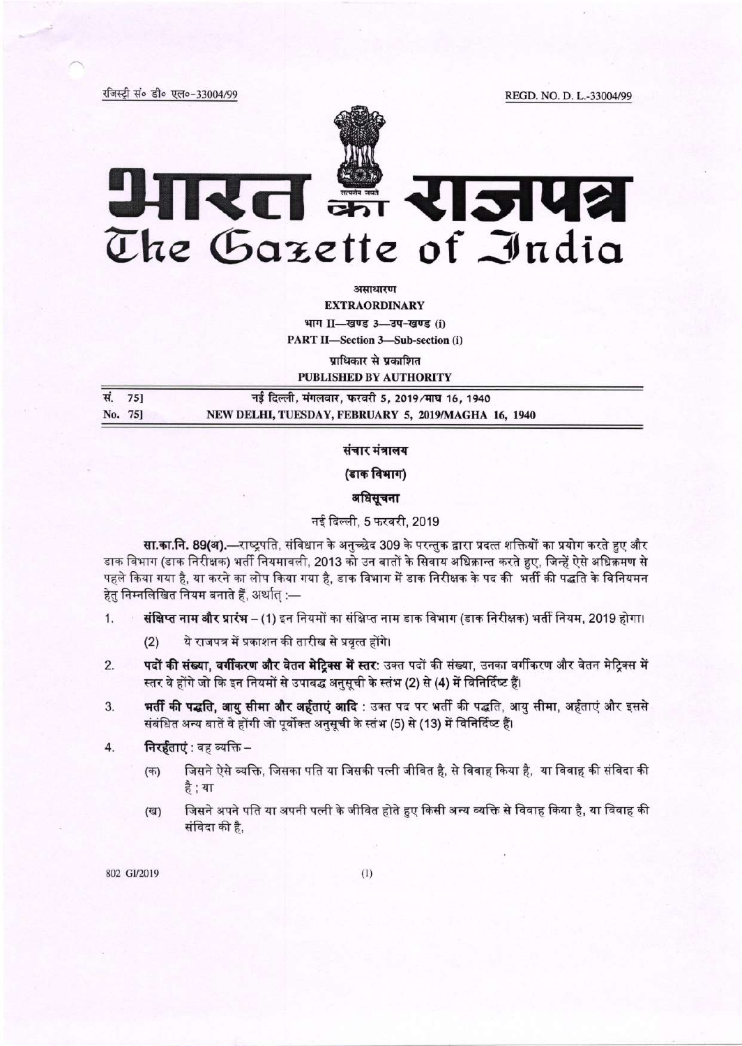रजिस्ट्री सं० डी० एल०-33004/99 REGD. NO. D. L.-33004/99

# भारत का राजपत्र
# The Gazette of India

**असाधारण**
**EXTRAORDINARY**
**भाग II—खण्ड 3—उप-खण्ड (i)**
**PART II—Section 3—Sub-section (i)**
**प्राधिकार से प्रकाशित**
**PUBLISHED BY AUTHORITY**

| | |
|---|---|
| सं. 75] | नई दिल्ली, मंगलवार, फरवरी 5, 2019/माघ 16, 1940 |
| No. 75] | NEW DELHI, TUESDAY, FEBRUARY 5, 2019/MAGHA 16, 1940 |

## संचार मंत्रालय
## (डाक विभाग)
## अधिसूचना

नई दिल्ली, 5 फरवरी, 2019

**सा.का.नि. 89(अ).**—राष्ट्रपति, संविधान के अनुच्छेद 309 के परन्तुक द्वारा प्रदत्त शक्तियों का प्रयोग करते हुए और डाक विभाग (डाक निरीक्षक) भर्ती नियमावली, 2013 को उन बातों के सिवाय अधिक्रान्त करते हुए, जिन्हें ऐसे अधिक्रमण से पहले किया गया है, या करने का लोप किया गया है, डाक विभाग में डाक निरीक्षक के पद की भर्ती की पद्धति के विनियमन हेतु निम्नलिखित नियम बनाते हैं, अर्थात् :—

1. **संक्षिप्त नाम और प्रारंभ** – (1) इन नियमों का संक्षिप्त नाम डाक विभाग (डाक निरीक्षक) भर्ती नियम, 2019 होगा।

   (2) ये राजपत्र में प्रकाशन की तारीख से प्रवृत्त होंगे।

2. **पदों की संख्या, वर्गीकरण और वेतन मेट्रिक्स में स्तर**: उक्त पदों की संख्या, उनका वर्गीकरण और वेतन मेट्रिक्स में स्तर वे होंगे जो कि इन नियमों से उपाबद्ध अनुसूची के स्तंभ (2) से (4) में विनिर्दिष्ट हैं।

3. **भर्ती की पद्धति, आयु सीमा और अर्हताएं आदि** : उक्त पद पर भर्ती की पद्धति, आयु सीमा, अर्हताएं और इससे संबंधित अन्य बातें वे होंगी जो पूर्वोक्त अनुसूची के स्तंभ (5) से (13) में विनिर्दिष्ट हैं।

4. **निरर्हताएं** : वह व्यक्ति –

   (क) जिसने ऐसे व्यक्ति, जिसका पति या जिसकी पत्नी जीवित है, से विवाह किया है, या विवाह की संविदा की है ; या

   (ख) जिसने अपने पति या अपनी पत्नी के जीवित होते हुए किसी अन्य व्यक्ति से विवाह किया है, या विवाह की संविदा की है,

802 GI/2019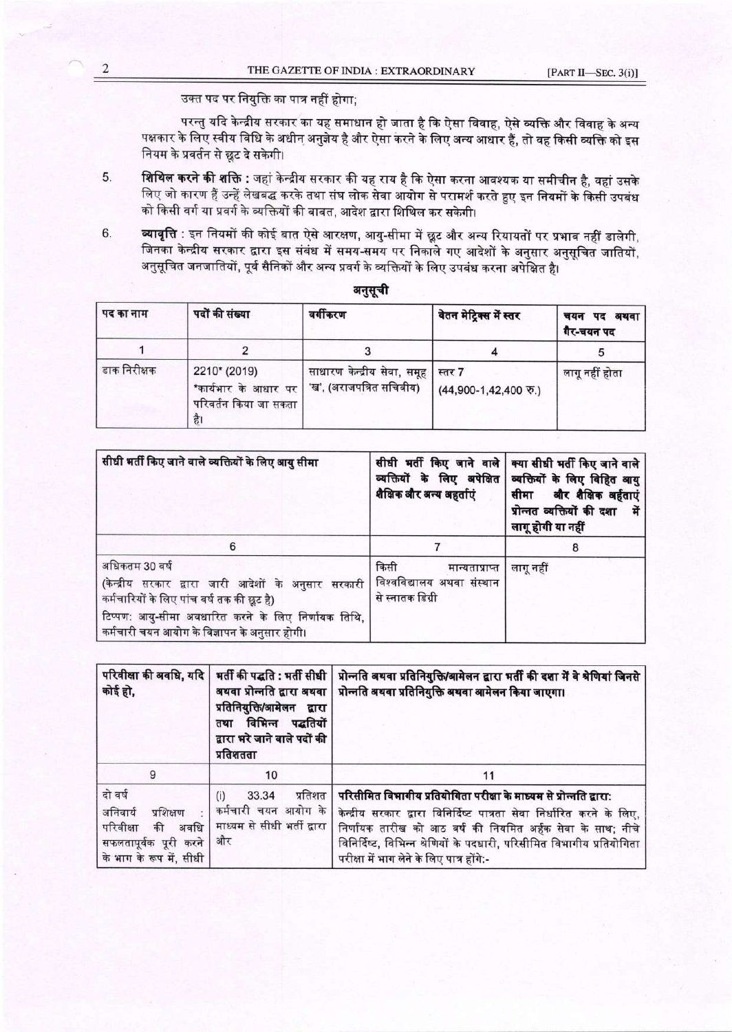उक्त पद पर नियुक्ति का पात्र नहीं होगा;

परन्तु यदि केन्द्रीय सरकार का यह समाधान हो जाता है कि ऐसा विवाह, ऐसे व्यक्ति और विवाह के अन्य पक्षकार के लिए स्वीय विधि के अधीन अनुज्ञेय है और ऐसा करने के लिए अन्य आधार हैं, तो वह किसी व्यक्ति को इस नियम के प्रवर्तन से छूट दे सकेगी।

5. **शिथिल करने की शक्ति :** जहां केन्द्रीय सरकार की यह राय है कि ऐसा करना आवश्यक या समीचीन है, वहां उसके लिए जो कारण हैं उन्हें लेखबद्ध करके तथा संघ लोक सेवा आयोग से परामर्श करते हुए इन नियमों के किसी उपबंध को किसी वर्ग या प्रवर्ग के व्यक्तियों की बाबत, आदेश द्वारा शिथिल कर सकेगी।

6. **व्यावृत्ति :** इन नियमों की कोई बात ऐसे आरक्षण, आयु-सीमा में छूट और अन्य रियायतों पर प्रभाव नहीं डालेगी, जिनका केन्द्रीय सरकार द्वारा इस संबंध में समय-समय पर निकाले गए आदेशों के अनुसार अनुसूचित जातियों, अनुसूचित जनजातियों, पूर्व सैनिकों और अन्य प्रवर्ग के व्यक्तियों के लिए उपबंध करना अपेक्षित है।

## अनुसूची

| पद का नाम | पदों की संख्या | वर्गीकरण | वेतन मेट्रिक्स में स्तर | चयन पद अथवा गैर-चयन पद |
|---|---|---|---|---|
| 1 | 2 | 3 | 4 | 5 |
| डाक निरीक्षक | 2210* (2019) *कार्यभार के आधार पर परिवर्तन किया जा सकता है। | साधारण केन्द्रीय सेवा, समूह 'ख', (अराजपत्रित सचिवीय) | स्तर 7 (44,900-1,42,400 रु.) | लागू नहीं होता |

| सीधी भर्ती किए जाने वाले व्यक्तियों के लिए आयु सीमा | सीधी भर्ती किए जाने वाले व्यक्तियों के लिए अपेक्षित शैक्षिक और अन्य अर्हताएं | क्या सीधी भर्ती किए जाने वाले व्यक्तियों के लिए विहित आयु सीमा और शैक्षिक अर्हताएं प्रोन्नत व्यक्तियों की दशा में लागू होंगी या नहीं |
|---|---|---|
| 6 | 7 | 8 |
| अधिकतम 30 वर्ष<br>(केन्द्रीय सरकार द्वारा जारी आदेशों के अनुसार सरकारी कर्मचारियों के लिए पांच वर्ष तक की छूट है)<br>टिप्पण: आयु-सीमा अवधारित करने के लिए निर्णायक तिथि, कर्मचारी चयन आयोग के विज्ञापन के अनुसार होगी। | किसी मान्यताप्राप्त विश्वविद्यालय अथवा संस्थान से स्नातक डिग्री | लागू नहीं |

| परिवीक्षा की अवधि, यदि कोई हो, | भर्ती की पद्धति : भर्ती सीधी अथवा प्रोन्नति द्वारा अथवा प्रतिनियुक्ति/आमेलन द्वारा तथा विभिन्न पद्धतियों द्वारा भरे जाने वाले पदों की प्रतिशतता | प्रोन्नति अथवा प्रतिनियुक्ति/आमेलन द्वारा भर्ती की दशा में वे श्रेणियां जिनसे प्रोन्नति अथवा प्रतिनियुक्ति अथवा आमेलन किया जाएगा। |
|---|---|---|
| 9 | 10 | 11 |
| दो वर्ष<br>अनिवार्य प्रशिक्षण : परिवीक्षा की अवधि सफलतापूर्वक पूरी करने के भाग के रूप में, सीधी | (i) 33.34 प्रतिशत कर्मचारी चयन आयोग के माध्यम से सीधी भर्ती द्वारा और | **परिसीमित विभागीय प्रतियोगिता परीक्षा के माध्यम से प्रोन्नति द्वारा:**<br>केन्द्रीय सरकार द्वारा विनिर्दिष्ट पात्रता सेवा निर्धारित करने के लिए, निर्णायक तारीख को आठ वर्ष की नियमित अर्हक सेवा के साथ; नीचे विनिर्दिष्ट, विभिन्न श्रेणियों के पदधारी, परिसीमित विभागीय प्रतियोगिता परीक्षा में भाग लेने के लिए पात्र होंगे:- |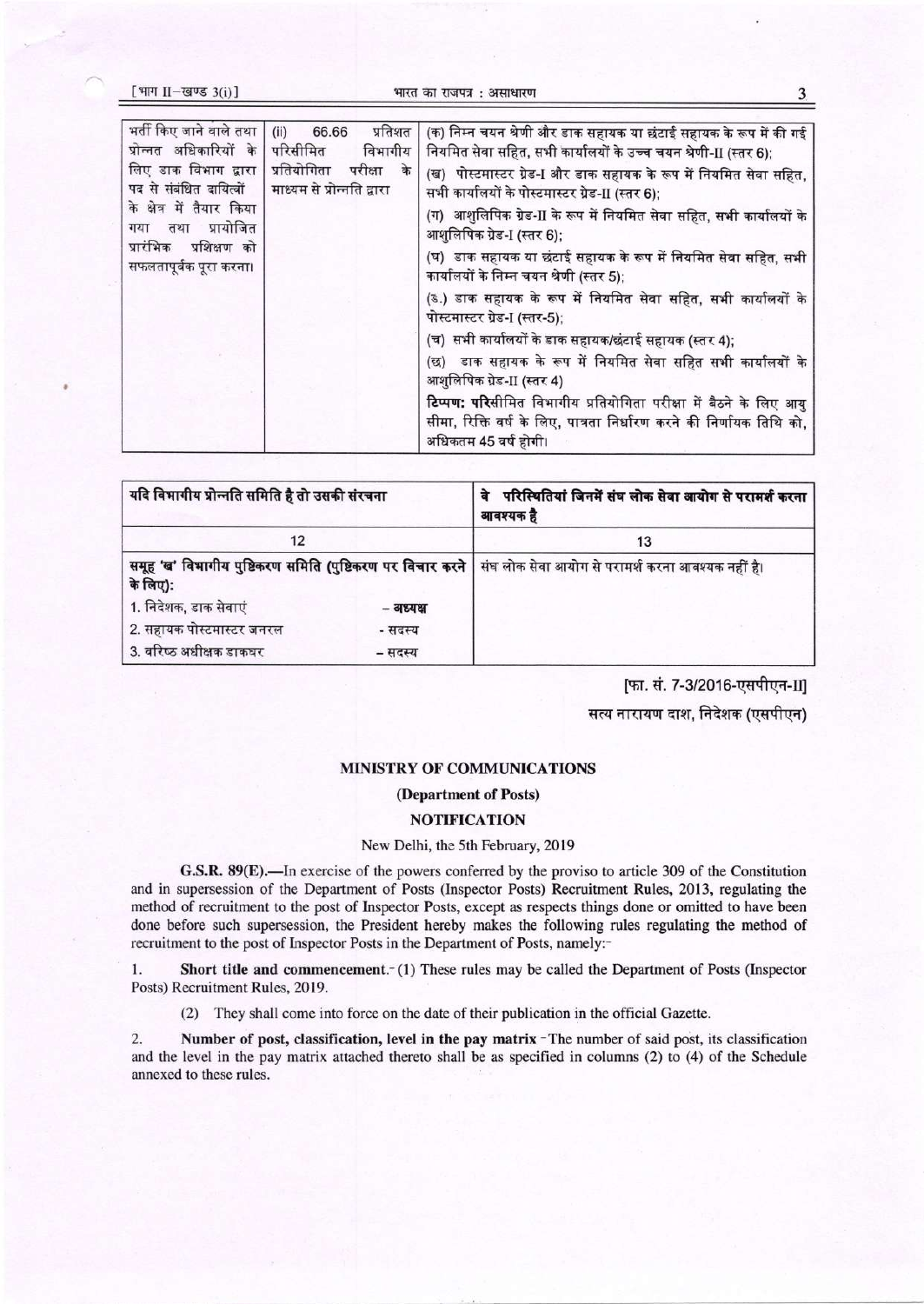| भर्ती किए जाने वाले तथा प्रोन्नत अधिकारियों के लिए डाक विभाग द्वारा पद से संबंधित दायित्वों के क्षेत्र में तैयार किया गया तथा प्रायोजित प्रारंभिक प्रशिक्षण को सफलतापूर्वक पूरा करना। | (ii) 66.66 प्रतिशत परिसीमित विभागीय प्रतियोगिता परीक्षा के माध्यम से प्रोन्नति द्वारा | (क) निम्न चयन श्रेणी और डाक सहायक या छंटाई सहायक के रूप में की गई नियमित सेवा सहित, सभी कार्यालयों के उच्च चयन श्रेणी-II (स्तर 6);<br>(ख) पोस्टमास्टर ग्रेड-I और डाक सहायक के रूप में नियमित सेवा सहित, सभी कार्यालयों के पोस्टमास्टर ग्रेड-II (स्तर 6);<br>(ग) आशुलिपिक ग्रेड-II के रूप में नियमित सेवा सहित, सभी कार्यालयों के आशुलिपिक ग्रेड-I (स्तर 6);<br>(घ) डाक सहायक या छंटाई सहायक के रूप में नियमित सेवा सहित, सभी कार्यालयों के निम्न चयन श्रेणी (स्तर 5);<br>(ङ.) डाक सहायक के रूप में नियमित सेवा सहित, सभी कार्यालयों के पोस्टमास्टर ग्रेड-I (स्तर-5);<br>(च) सभी कार्यालयों के डाक सहायक/छंटाई सहायक (स्तर 4);<br>(छ) डाक सहायक के रूप में नियमित सेवा सहित सभी कार्यालयों के आशुलिपिक ग्रेड-II (स्तर 4)<br>**टिप्पण: परि**सीमित विभागीय प्रतियोगिता परीक्षा में बैठने के लिए आयु सीमा, रिक्ति वर्ष के लिए, पात्रता निर्धारण करने की निर्णायक तिथि को, अधिकतम 45 वर्ष होगी। |
|---|---|---|

| **यदि विभागीय प्रोन्नति समिति है तो उसकी संरचना** | **वे परिस्थितियां जिनमें संघ लोक सेवा आयोग से परामर्श करना आवश्यक है** |
|---|---|
| 12 | 13 |
| **समूह 'ख' विभागीय पुष्टिकरण समिति (पुष्टिकरण पर विचार करने के लिए):**<br>1. निदेशक, डाक सेवाएं – अध्यक्ष<br>2. सहायक पोस्टमास्टर जनरल - सदस्य<br>3. वरिष्ठ अधीक्षक डाकघर – सदस्य | संघ लोक सेवा आयोग से परामर्श करना आवश्यक नहीं है। |

[फा. सं. 7-3/2016-एसपीएन-II]

सत्य नारायण दाश, निदेशक (एसपीएन)

## MINISTRY OF COMMUNICATIONS

### (Department of Posts)

### NOTIFICATION

New Delhi, the 5th February, 2019

**G.S.R. 89(E).**—In exercise of the powers conferred by the proviso to article 309 of the Constitution and in supersession of the Department of Posts (Inspector Posts) Recruitment Rules, 2013, regulating the method of recruitment to the post of Inspector Posts, except as respects things done or omitted to have been done before such supersession, the President hereby makes the following rules regulating the method of recruitment to the post of Inspector Posts in the Department of Posts, namely:-

1. **Short title and commencement.**- (1) These rules may be called the Department of Posts (Inspector Posts) Recruitment Rules, 2019.

   (2) They shall come into force on the date of their publication in the official Gazette.

2. **Number of post, classification, level in the pay matrix** -The number of said post, its classification and the level in the pay matrix attached thereto shall be as specified in columns (2) to (4) of the Schedule annexed to these rules.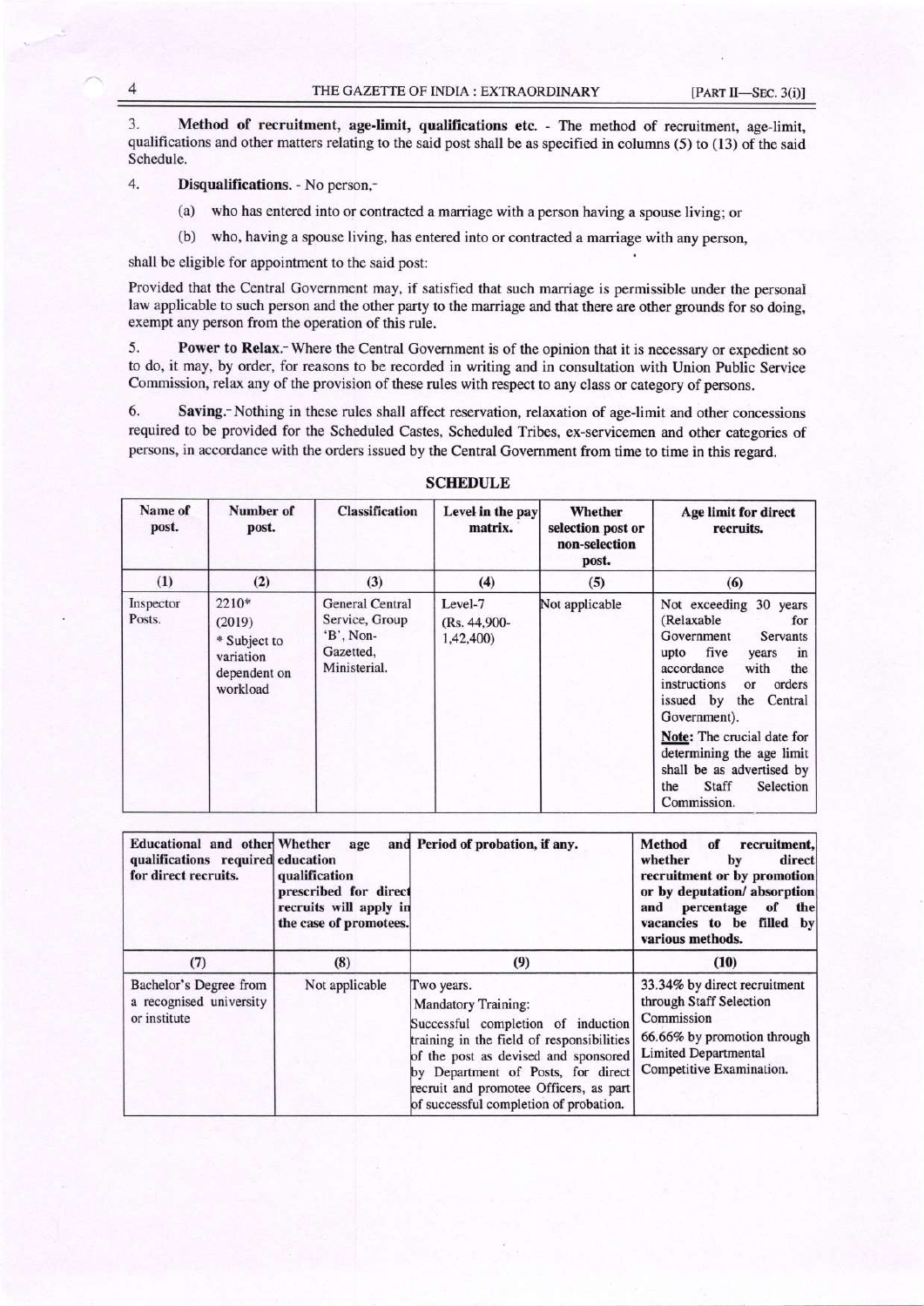3. **Method of recruitment, age-limit, qualifications etc.** - The method of recruitment, age-limit, qualifications and other matters relating to the said post shall be as specified in columns (5) to (13) of the said Schedule.

4. **Disqualifications.** - No person,-

(a) who has entered into or contracted a marriage with a person having a spouse living; or

(b) who, having a spouse living, has entered into or contracted a marriage with any person,

shall be eligible for appointment to the said post:

Provided that the Central Government may, if satisfied that such marriage is permissible under the personal law applicable to such person and the other party to the marriage and that there are other grounds for so doing, exempt any person from the operation of this rule.

5. **Power to Relax.**- Where the Central Government is of the opinion that it is necessary or expedient so to do, it may, by order, for reasons to be recorded in writing and in consultation with Union Public Service Commission, relax any of the provision of these rules with respect to any class or category of persons.

6. **Saving.**- Nothing in these rules shall affect reservation, relaxation of age-limit and other concessions required to be provided for the Scheduled Castes, Scheduled Tribes, ex-servicemen and other categories of persons, in accordance with the orders issued by the Central Government from time to time in this regard.

## SCHEDULE

| Name of post. | Number of post. | Classification | Level in the pay matrix. | Whether selection post or non-selection post. | Age limit for direct recruits. |
|---|---|---|---|---|---|
| (1) | (2) | (3) | (4) | (5) | (6) |
| Inspector Posts. | 2210* (2019) * Subject to variation dependent on workload | General Central Service, Group 'B', Non-Gazetted, Ministerial. | Level-7 (Rs. 44,900-1,42,400) | Not applicable | Not exceeding 30 years (Relaxable for Government Servants upto five years in accordance with the instructions or orders issued by the Central Government). <br> Note: The crucial date for determining the age limit shall be as advertised by the Staff Selection Commission. |

| Educational and other qualifications required for direct recruits. | Whether age and education qualification prescribed for direct recruits will apply in the case of promotees. | Period of probation, if any. | Method of recruitment, whether by direct recruitment or by promotion or by deputation/ absorption and percentage of the vacancies to be filled by various methods. |
|---|---|---|---|
| (7) | (8) | (9) | (10) |
| Bachelor's Degree from a recognised university or institute | Not applicable | Two years. <br> Mandatory Training: <br> Successful completion of induction training in the field of responsibilities of the post as devised and sponsored by Department of Posts, for direct recruit and promotee Officers, as part of successful completion of probation. | 33.34% by direct recruitment through Staff Selection Commission <br> 66.66% by promotion through Limited Departmental Competitive Examination. |